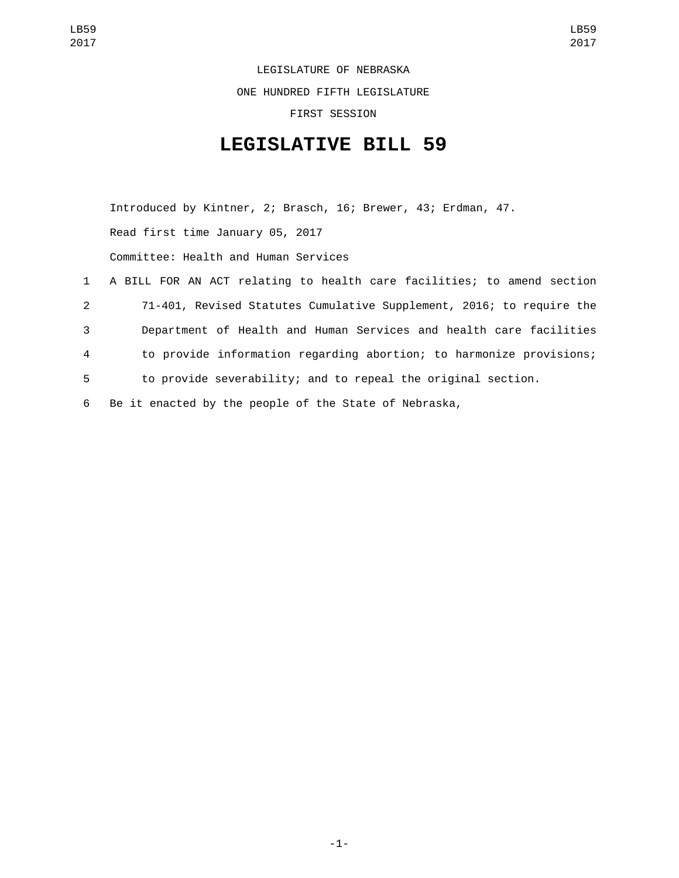LEGISLATURE OF NEBRASKA

ONE HUNDRED FIFTH LEGISLATURE

FIRST SESSION

# LEGISLATIVE BILL 59

Introduced by Kintner, 2; Brasch, 16; Brewer, 43; Erdman, 47.

Read first time January 05, 2017

Committee: Health and Human Services

1 A BILL FOR AN ACT relating to health care facilities; to amend section
2 71-401, Revised Statutes Cumulative Supplement, 2016; to require the
3 Department of Health and Human Services and health care facilities
4 to provide information regarding abortion; to harmonize provisions;
5 to provide severability; and to repeal the original section.

6 Be it enacted by the people of the State of Nebraska,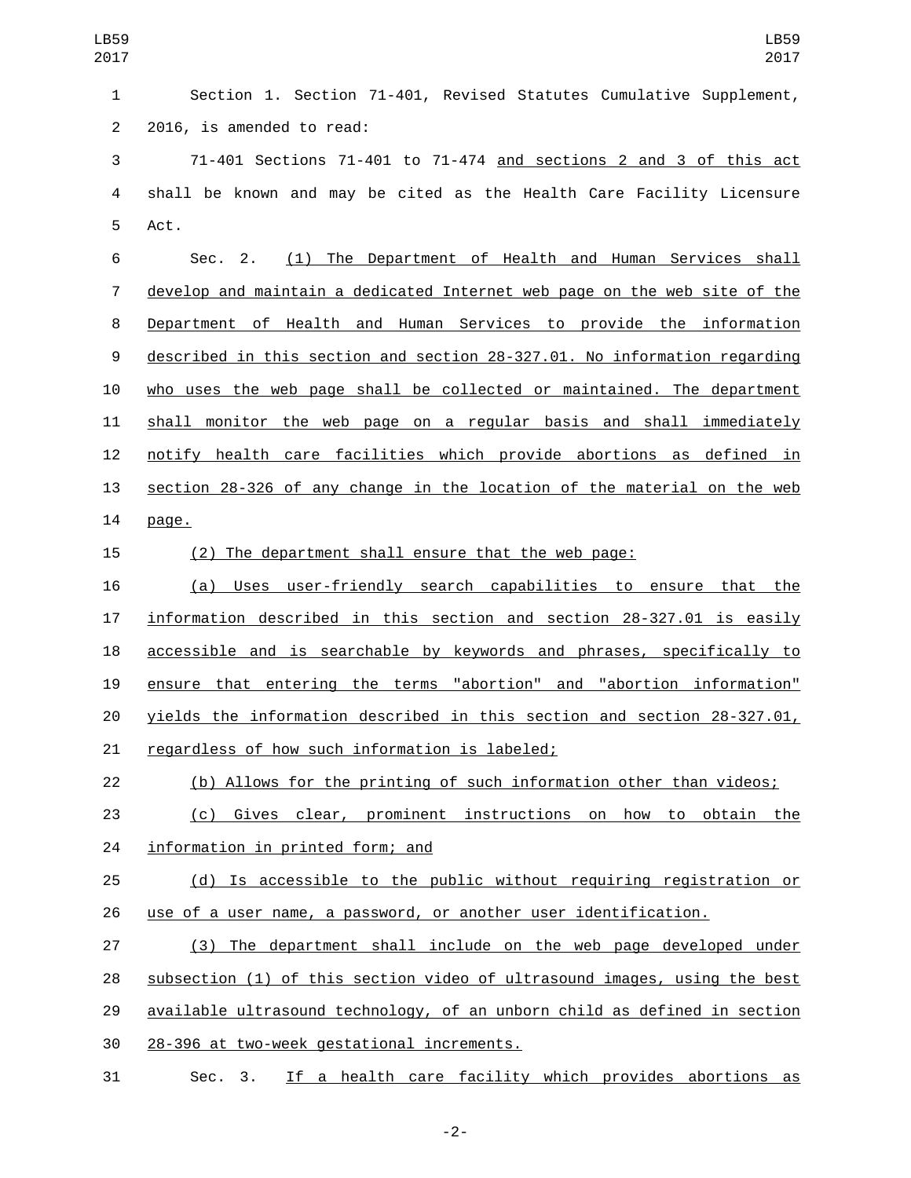Section 1. Section 71-401, Revised Statutes Cumulative Supplement, 2016, is amended to read:

71-401 Sections 71-401 to 71-474 and sections 2 and 3 of this act shall be known and may be cited as the Health Care Facility Licensure Act.

Sec. 2. (1) The Department of Health and Human Services shall develop and maintain a dedicated Internet web page on the web site of the Department of Health and Human Services to provide the information described in this section and section 28-327.01. No information regarding who uses the web page shall be collected or maintained. The department shall monitor the web page on a regular basis and shall immediately notify health care facilities which provide abortions as defined in section 28-326 of any change in the location of the material on the web page.

(2) The department shall ensure that the web page:

(a) Uses user-friendly search capabilities to ensure that the information described in this section and section 28-327.01 is easily accessible and is searchable by keywords and phrases, specifically to ensure that entering the terms "abortion" and "abortion information" yields the information described in this section and section 28-327.01, regardless of how such information is labeled;

(b) Allows for the printing of such information other than videos;

(c) Gives clear, prominent instructions on how to obtain the information in printed form; and

(d) Is accessible to the public without requiring registration or use of a user name, a password, or another user identification.

(3) The department shall include on the web page developed under subsection (1) of this section video of ultrasound images, using the best available ultrasound technology, of an unborn child as defined in section 28-396 at two-week gestational increments.

Sec. 3. If a health care facility which provides abortions as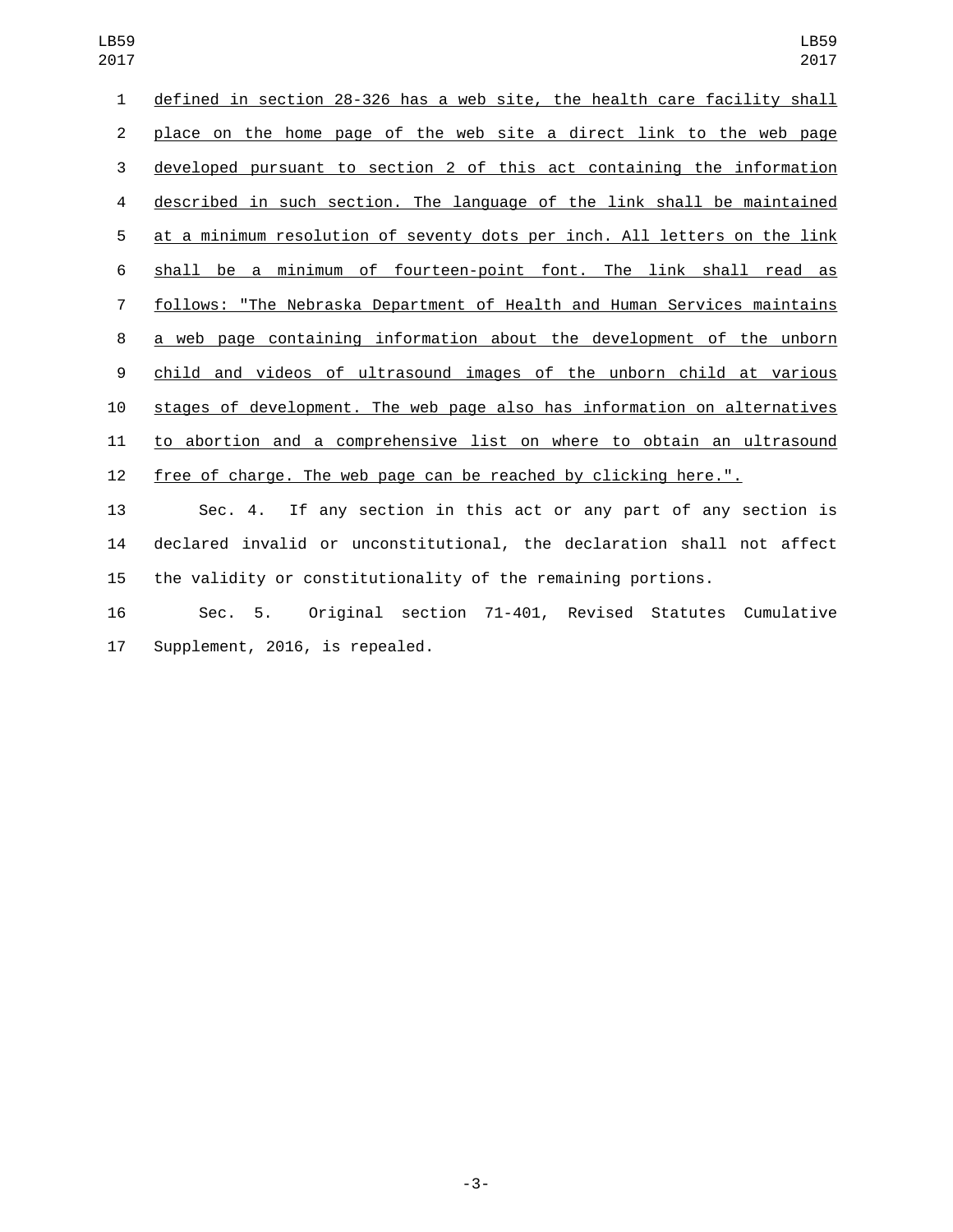defined in section 28-326 has a web site, the health care facility shall place on the home page of the web site a direct link to the web page developed pursuant to section 2 of this act containing the information described in such section. The language of the link shall be maintained at a minimum resolution of seventy dots per inch. All letters on the link shall be a minimum of fourteen-point font. The link shall read as follows: "The Nebraska Department of Health and Human Services maintains a web page containing information about the development of the unborn child and videos of ultrasound images of the unborn child at various stages of development. The web page also has information on alternatives to abortion and a comprehensive list on where to obtain an ultrasound free of charge. The web page can be reached by clicking here.".

Sec. 4. If any section in this act or any part of any section is declared invalid or unconstitutional, the declaration shall not affect the validity or constitutionality of the remaining portions.

Sec. 5. Original section 71-401, Revised Statutes Cumulative Supplement, 2016, is repealed.